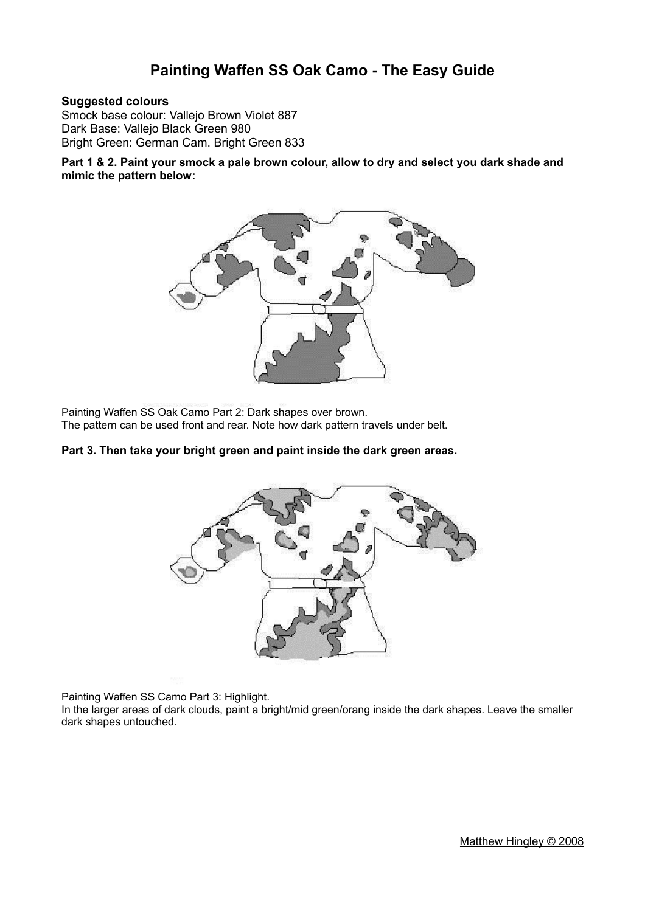# Painting Waffen SS Oak Camo - The Easy Guide

**Suggested colours**
Smock base colour: Vallejo Brown Violet 887
Dark Base: Vallejo Black Green 980
Bright Green: German Cam. Bright Green 833

**Part 1 & 2. Paint your smock a pale brown colour, allow to dry and select you dark shade and mimic the pattern below:**

Painting Waffen SS Oak Camo Part 2: Dark shapes over brown.
The pattern can be used front and rear. Note how dark pattern travels under belt.

**Part 3. Then take your bright green and paint inside the dark green areas.**

Painting Waffen SS Camo Part 3: Highlight.
In the larger areas of dark clouds, paint a bright/mid green/orang inside the dark shapes. Leave the smaller dark shapes untouched.

Matthew Hingley © 2008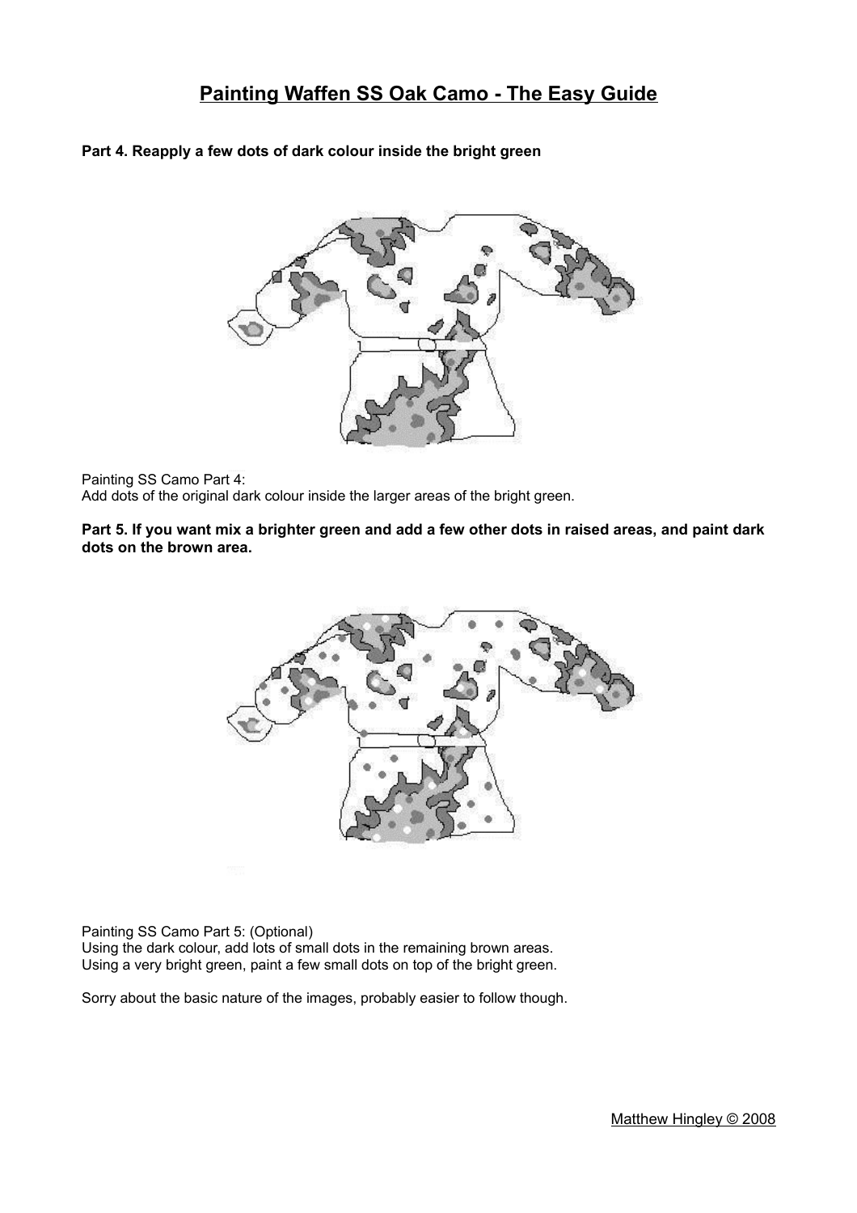# Painting Waffen SS Oak Camo - The Easy Guide

**Part 4. Reapply a few dots of dark colour inside the bright green**

Painting SS Camo Part 4:
Add dots of the original dark colour inside the larger areas of the bright green.

**Part 5. If you want mix a brighter green and add a few other dots in raised areas, and paint dark dots on the brown area.**

Painting SS Camo Part 5: (Optional)
Using the dark colour, add lots of small dots in the remaining brown areas.
Using a very bright green, paint a few small dots on top of the bright green.

Sorry about the basic nature of the images, probably easier to follow though.

Matthew Hingley © 2008